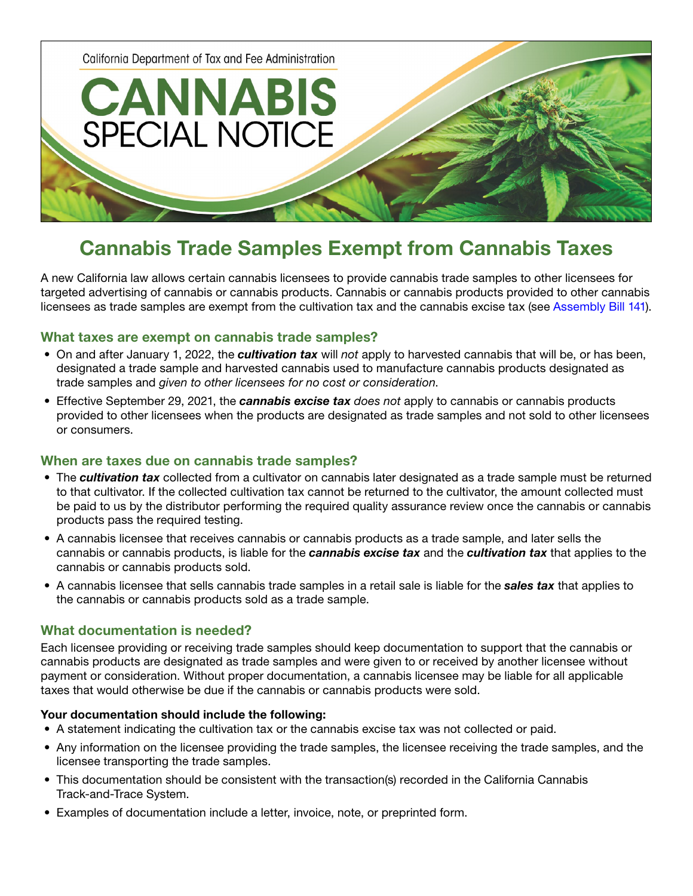California Department of Tax and Fee Administration

# CANNABIS SPECIAL NOTICE

## Cannabis Trade Samples Exempt from Cannabis Taxes

A new California law allows certain cannabis licensees to provide cannabis trade samples to other licensees for targeted advertising of cannabis or cannabis products. Cannabis or cannabis products provided to other cannabis licensees as trade samples are exempt from the cultivation tax and the cannabis excise tax (see Assembly Bill 141).

### What taxes are exempt on cannabis trade samples?

- On and after January 1, 2022, the ***cultivation tax*** will *not* apply to harvested cannabis that will be, or has been, designated a trade sample and harvested cannabis used to manufacture cannabis products designated as trade samples and *given to other licensees for no cost or consideration*.
- Effective September 29, 2021, the ***cannabis excise tax*** *does not* apply to cannabis or cannabis products provided to other licensees when the products are designated as trade samples and not sold to other licensees or consumers.

### When are taxes due on cannabis trade samples?

- The ***cultivation tax*** collected from a cultivator on cannabis later designated as a trade sample must be returned to that cultivator. If the collected cultivation tax cannot be returned to the cultivator, the amount collected must be paid to us by the distributor performing the required quality assurance review once the cannabis or cannabis products pass the required testing.
- A cannabis licensee that receives cannabis or cannabis products as a trade sample, and later sells the cannabis or cannabis products, is liable for the ***cannabis excise tax*** and the ***cultivation tax*** that applies to the cannabis or cannabis products sold.
- A cannabis licensee that sells cannabis trade samples in a retail sale is liable for the ***sales tax*** that applies to the cannabis or cannabis products sold as a trade sample.

### What documentation is needed?

Each licensee providing or receiving trade samples should keep documentation to support that the cannabis or cannabis products are designated as trade samples and were given to or received by another licensee without payment or consideration. Without proper documentation, a cannabis licensee may be liable for all applicable taxes that would otherwise be due if the cannabis or cannabis products were sold.

**Your documentation should include the following:**

- A statement indicating the cultivation tax or the cannabis excise tax was not collected or paid.
- Any information on the licensee providing the trade samples, the licensee receiving the trade samples, and the licensee transporting the trade samples.
- This documentation should be consistent with the transaction(s) recorded in the California Cannabis Track-and-Trace System.
- Examples of documentation include a letter, invoice, note, or preprinted form.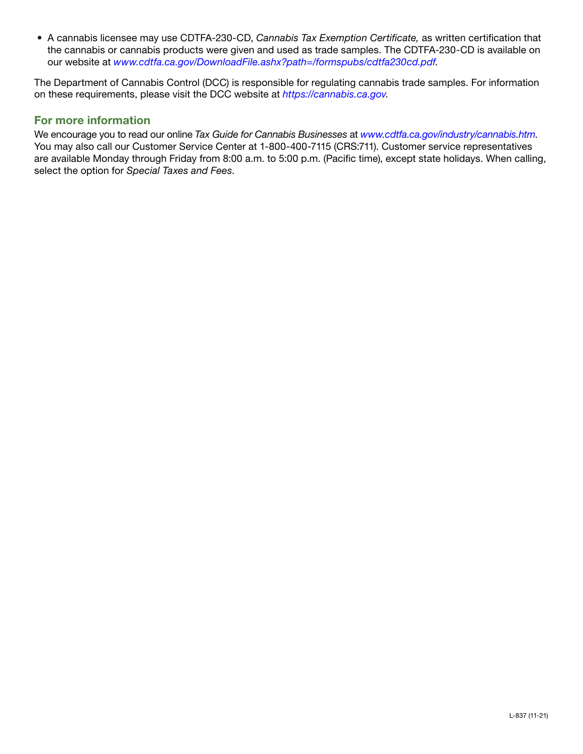- A cannabis licensee may use CDTFA-230-CD, *Cannabis Tax Exemption Certificate,* as written certification that the cannabis or cannabis products were given and used as trade samples. The CDTFA-230-CD is available on our website at *www.cdtfa.ca.gov/DownloadFile.ashx?path=/formspubs/cdtfa230cd.pdf*.

The Department of Cannabis Control (DCC) is responsible for regulating cannabis trade samples. For information on these requirements, please visit the DCC website at *https://cannabis.ca.gov.*

## For more information

We encourage you to read our online *Tax Guide for Cannabis Businesses* at *www.cdtfa.ca.gov/industry/cannabis.htm*. You may also call our Customer Service Center at 1-800-400-7115 (CRS:711). Customer service representatives are available Monday through Friday from 8:00 a.m. to 5:00 p.m. (Pacific time), except state holidays. When calling, select the option for *Special Taxes and Fees*.

L-837 (11-21)